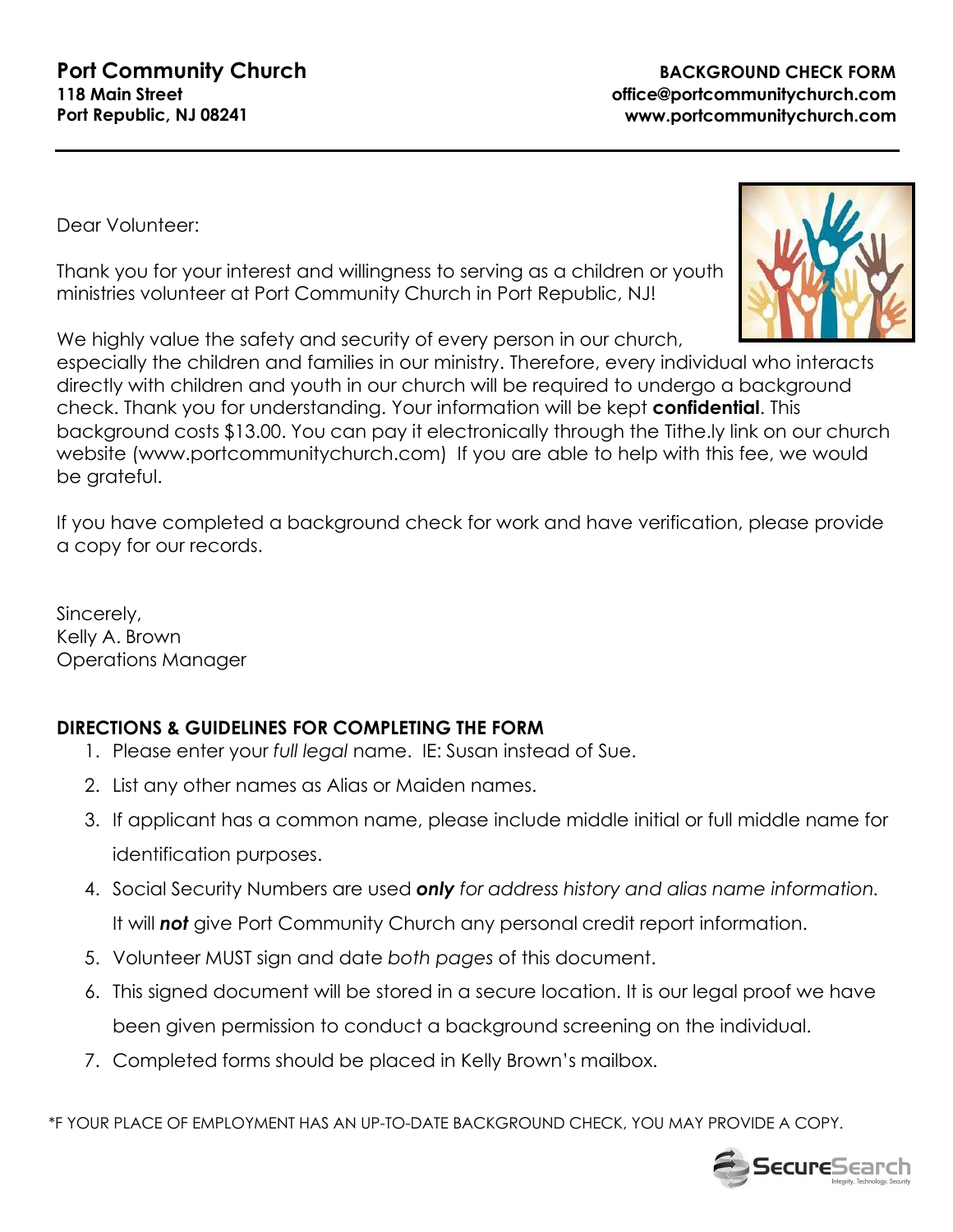**Port Community Church**
**118 Main Street**
**Port Republic, NJ 08241**

**BACKGROUND CHECK FORM**
**office@portcommunitychurch.com**
**www.portcommunitychurch.com**

---

Dear Volunteer:

Thank you for your interest and willingness to serving as a children or youth ministries volunteer at Port Community Church in Port Republic, NJ!

We highly value the safety and security of every person in our church, especially the children and families in our ministry. Therefore, every individual who interacts directly with children and youth in our church will be required to undergo a background check. Thank you for understanding. Your information will be kept **confidential**. This background costs $13.00. You can pay it electronically through the Tithe.ly link on our church website (www.portcommunitychurch.com) If you are able to help with this fee, we would be grateful.

If you have completed a background check for work and have verification, please provide a copy for our records.

Sincerely,
Kelly A. Brown
Operations Manager

## DIRECTIONS & GUIDELINES FOR COMPLETING THE FORM

1. Please enter your *full legal* name. IE: Susan instead of Sue.
2. List any other names as Alias or Maiden names.
3. If applicant has a common name, please include middle initial or full middle name for identification purposes.
4. Social Security Numbers are used ***only*** *for address history and alias name information.* It will ***not*** give Port Community Church any personal credit report information.
5. Volunteer MUST sign and date *both pages* of this document.
6. This signed document will be stored in a secure location. It is our legal proof we have been given permission to conduct a background screening on the individual.
7. Completed forms should be placed in Kelly Brown's mailbox.

*F YOUR PLACE OF EMPLOYMENT HAS AN UP-TO-DATE BACKGROUND CHECK, YOU MAY PROVIDE A COPY.

SecureSearch
Integrity. Technology. Security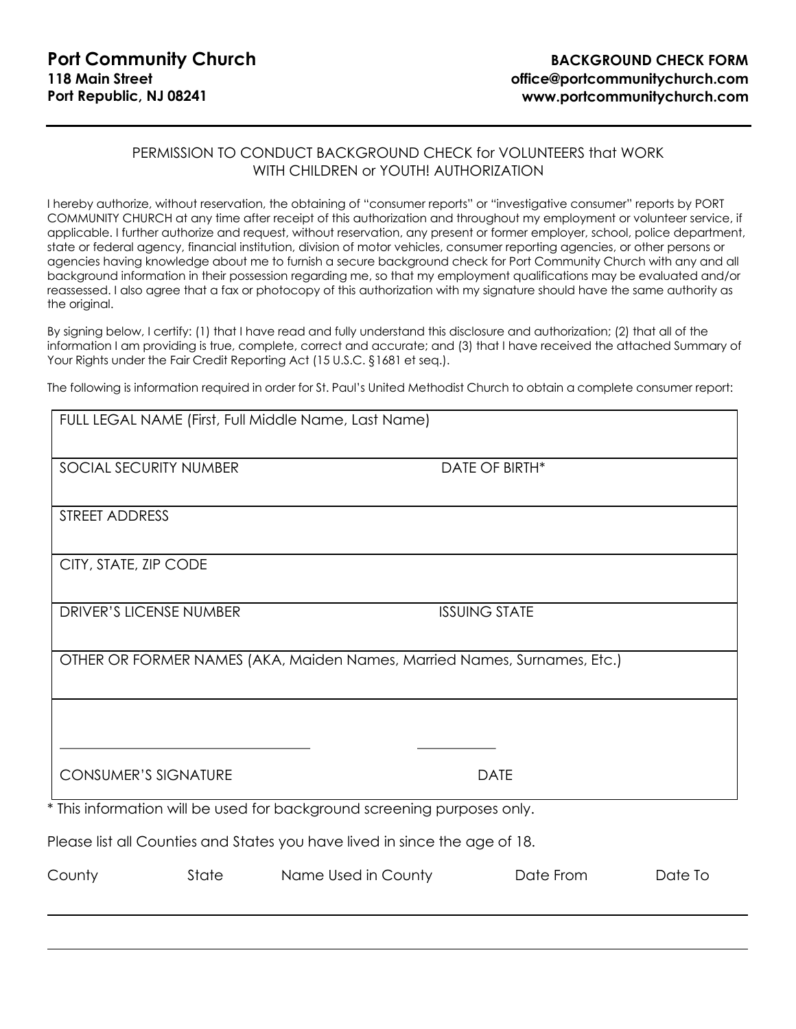**Port Community Church**
**118 Main Street**
**Port Republic, NJ 08241**

**BACKGROUND CHECK FORM**
**office@portcommunitychurch.com**
**www.portcommunitychurch.com**

---

PERMISSION TO CONDUCT BACKGROUND CHECK for VOLUNTEERS that WORK WITH CHILDREN or YOUTH! AUTHORIZATION

I hereby authorize, without reservation, the obtaining of "consumer reports" or "investigative consumer" reports by PORT COMMUNITY CHURCH at any time after receipt of this authorization and throughout my employment or volunteer service, if applicable. I further authorize and request, without reservation, any present or former employer, school, police department, state or federal agency, financial institution, division of motor vehicles, consumer reporting agencies, or other persons or agencies having knowledge about me to furnish a secure background check for Port Community Church with any and all background information in their possession regarding me, so that my employment qualifications may be evaluated and/or reassessed. I also agree that a fax or photocopy of this authorization with my signature should have the same authority as the original.

By signing below, I certify: (1) that I have read and fully understand this disclosure and authorization; (2) that all of the information I am providing is true, complete, correct and accurate; and (3) that I have received the attached Summary of Your Rights under the Fair Credit Reporting Act (15 U.S.C. §1681 et seq.).

The following is information required in order for St. Paul's United Methodist Church to obtain a complete consumer report:

| | |
|---|---|
| FULL LEGAL NAME (First, Full Middle Name, Last Name) | |
| SOCIAL SECURITY NUMBER | DATE OF BIRTH* |
| STREET ADDRESS | |
| CITY, STATE, ZIP CODE | |
| DRIVER'S LICENSE NUMBER | ISSUING STATE |
| OTHER OR FORMER NAMES (AKA, Maiden Names, Married Names, Surnames, Etc.) | |
| ______________________ CONSUMER'S SIGNATURE | ________ DATE |

\* This information will be used for background screening purposes only.

Please list all Counties and States you have lived in since the age of 18.

| County | State | Name Used in County | Date From | Date To |
|---|---|---|---|---|
| | | | | |
| | | | | |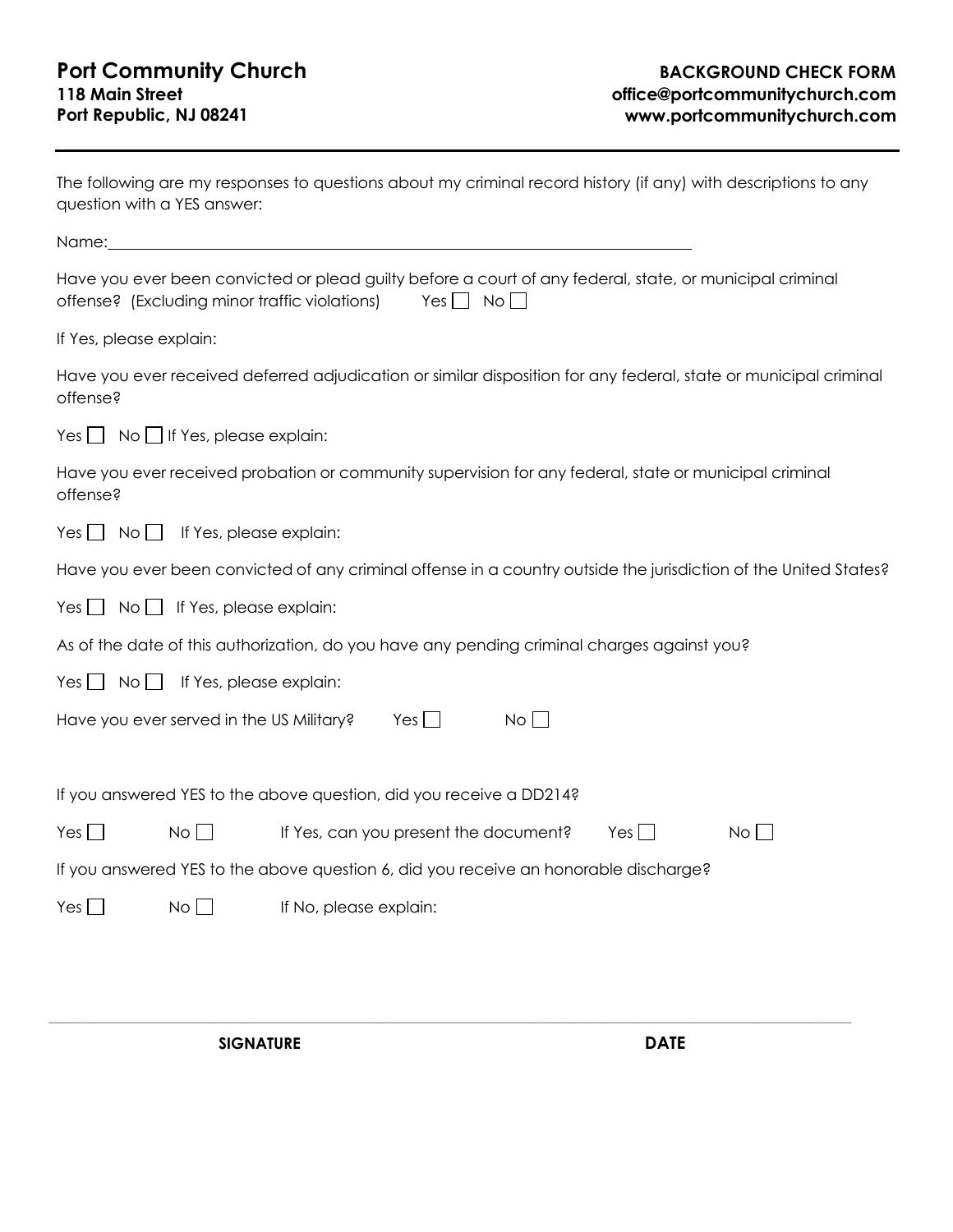**Port Community Church**
**118 Main Street**
**Port Republic, NJ 08241**

**BACKGROUND CHECK FORM**
**office@portcommunitychurch.com**
**www.portcommunitychurch.com**

---

The following are my responses to questions about my criminal record history (if any) with descriptions to any question with a YES answer:

Name: ______________________________________________________________

Have you ever been convicted or plead guilty before a court of any federal, state, or municipal criminal offense? (Excluding minor traffic violations) Yes ☐ No ☐

If Yes, please explain:

Have you ever received deferred adjudication or similar disposition for any federal, state or municipal criminal offense?

Yes ☐ No ☐ If Yes, please explain:

Have you ever received probation or community supervision for any federal, state or municipal criminal offense?

Yes ☐ No ☐ If Yes, please explain:

Have you ever been convicted of any criminal offense in a country outside the jurisdiction of the United States?

Yes ☐ No ☐ If Yes, please explain:

As of the date of this authorization, do you have any pending criminal charges against you?

Yes ☐ No ☐ If Yes, please explain:

Have you ever served in the US Military? Yes ☐ No ☐

If you answered YES to the above question, did you receive a DD214?

Yes ☐ No ☐ If Yes, can you present the document? Yes ☐ No ☐

If you answered YES to the above question 6, did you receive an honorable discharge?

Yes ☐ No ☐ If No, please explain:

______________________________________________________________

**SIGNATURE** **DATE**